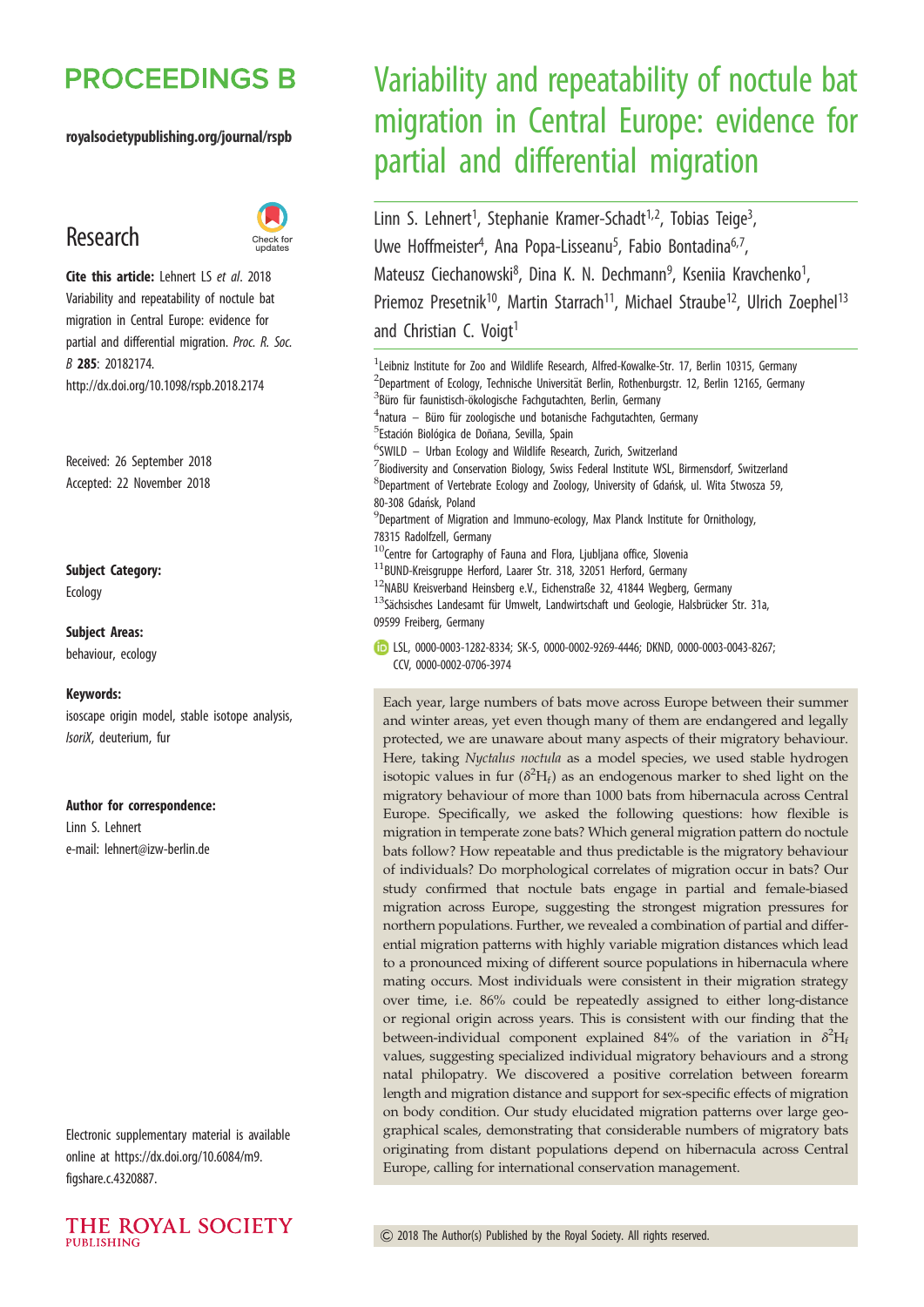# PROCEEDINGS B

royalsocietypublishing.org/journal/rspb

## Research

**Cite this article:** Lehnert LS *et al.* 2018 Variability and repeatability of noctule bat migration in Central Europe: evidence for partial and differential migration. *Proc. R. Soc. B* **285**: 20182174. http://dx.doi.org/10.1098/rspb.2018.2174

Received: 26 September 2018
Accepted: 22 November 2018

**Subject Category:**
Ecology

**Subject Areas:**
behaviour, ecology

**Keywords:**
isoscape origin model, stable isotope analysis, *IsoriX*, deuterium, fur

**Author for correspondence:**
Linn S. Lehnert
e-mail: lehnert@izw-berlin.de

Electronic supplementary material is available online at https://dx.doi.org/10.6084/m9.figshare.c.4320887.

# Variability and repeatability of noctule bat migration in Central Europe: evidence for partial and differential migration

Linn S. Lehnert[1], Stephanie Kramer-Schadt[1,2], Tobias Teige[3], Uwe Hoffmeister[4], Ana Popa-Lisseanu[5], Fabio Bontadina[6,7], Mateusz Ciechanowski[8], Dina K. N. Dechmann[9], Kseniia Kravchenko[1], Priemoz Presetnik[10], Martin Starrach[11], Michael Straube[12], Ulrich Zoephel[13] and Christian C. Voigt[1]

[1]Leibniz Institute for Zoo and Wildlife Research, Alfred-Kowalke-Str. 17, Berlin 10315, Germany
[2]Department of Ecology, Technische Universität Berlin, Rothenburgstr. 12, Berlin 12165, Germany
[3]Büro für faunistisch-ökologische Fachgutachten, Berlin, Germany
[4]natura – Büro für zoologische und botanische Fachgutachten, Germany
[5]Estación Biológica de Doñana, Sevilla, Spain
[6]SWILD – Urban Ecology and Wildlife Research, Zurich, Switzerland
[7]Biodiversity and Conservation Biology, Swiss Federal Institute WSL, Birmensdorf, Switzerland
[8]Department of Vertebrate Ecology and Zoology, University of Gdańsk, ul. Wita Stwosza 59, 80-308 Gdańsk, Poland
[9]Department of Migration and Immuno-ecology, Max Planck Institute for Ornithology, 78315 Radolfzell, Germany
[10]Centre for Cartography of Fauna and Flora, Ljubljana office, Slovenia
[11]BUND-Kreisgruppe Herford, Laarer Str. 318, 32051 Herford, Germany
[12]NABU Kreisverband Heinsberg e.V., Eichenstraße 32, 41844 Wegberg, Germany
[13]Sächsisches Landesamt für Umwelt, Landwirtschaft und Geologie, Halsbrücker Str. 31a, 09599 Freiberg, Germany

LSL, 0000-0003-1282-8334; SK-S, 0000-0002-9269-4446; DKND, 0000-0003-0043-8267; CCV, 0000-0002-0706-3974

Each year, large numbers of bats move across Europe between their summer and winter areas, yet even though many of them are endangered and legally protected, we are unaware about many aspects of their migratory behaviour. Here, taking *Nyctalus noctula* as a model species, we used stable hydrogen isotopic values in fur ($\delta^2H_f$) as an endogenous marker to shed light on the migratory behaviour of more than 1000 bats from hibernacula across Central Europe. Specifically, we asked the following questions: how flexible is migration in temperate zone bats? Which general migration pattern do noctule bats follow? How repeatable and thus predictable is the migratory behaviour of individuals? Do morphological correlates of migration occur in bats? Our study confirmed that noctule bats engage in partial and female-biased migration across Europe, suggesting the strongest migration pressures for northern populations. Further, we revealed a combination of partial and differential migration patterns with highly variable migration distances which lead to a pronounced mixing of different source populations in hibernacula where mating occurs. Most individuals were consistent in their migration strategy over time, i.e. 86% could be repeatedly assigned to either long-distance or regional origin across years. This is consistent with our finding that the between-individual component explained 84% of the variation in $\delta^2H_f$ values, suggesting specialized individual migratory behaviours and a strong natal philopatry. We discovered a positive correlation between forearm length and migration distance and support for sex-specific effects of migration on body condition. Our study elucidated migration patterns over large geographical scales, demonstrating that considerable numbers of migratory bats originating from distant populations depend on hibernacula across Central Europe, calling for international conservation management.

© 2018 The Author(s) Published by the Royal Society. All rights reserved.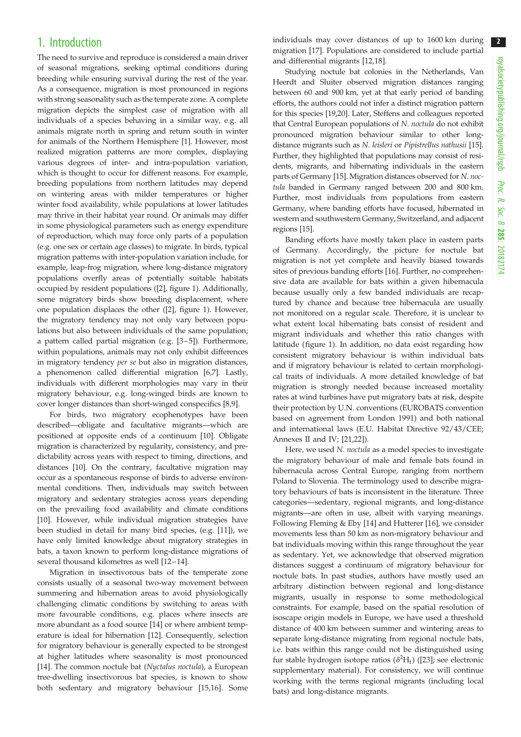## 1. Introduction

The need to survive and reproduce is considered a main driver of seasonal migrations, seeking optimal conditions during breeding while ensuring survival during the rest of the year. As a consequence, migration is most pronounced in regions with strong seasonality such as the temperate zone. A complete migration depicts the simplest case of migration with all individuals of a species behaving in a similar way, e.g. all animals migrate north in spring and return south in winter for animals of the Northern Hemisphere [1]. However, most realized migration patterns are more complex, displaying various degrees of inter- and intra-population variation, which is thought to occur for different reasons. For example, breeding populations from northern latitudes may depend on wintering areas with milder temperatures or higher winter food availability, while populations at lower latitudes may thrive in their habitat year round. Or animals may differ in some physiological parameters such as energy expenditure of reproduction, which may force only parts of a population (e.g. one sex or certain age classes) to migrate. In birds, typical migration patterns with inter-population variation include, for example, leap-frog migration, where long-distance migratory populations overfly areas of potentially suitable habitats occupied by resident populations ([2], figure 1). Additionally, some migratory birds show breeding displacement, where one population displaces the other ([2], figure 1). However, the migratory tendency may not only vary between populations but also between individuals of the same population; a pattern called partial migration (e.g. [3–5]). Furthermore, within populations, animals may not only exhibit differences in migratory tendency *per se* but also in migration distances, a phenomenon called differential migration [6,7]. Lastly, individuals with different morphologies may vary in their migratory behaviour, e.g. long-winged birds are known to cover longer distances than short-winged conspecifics [8,9].

For birds, two migratory ecophenotypes have been described—obligate and facultative migrants—which are positioned at opposite ends of a continuum [10]. Obligate migration is characterized by regularity, consistency, and predictability across years with respect to timing, directions, and distances [10]. On the contrary, facultative migration may occur as a spontaneous response of birds to adverse environmental conditions. Then, individuals may switch between migratory and sedentary strategies across years depending on the prevailing food availability and climate conditions [10]. However, while individual migration strategies have been studied in detail for many bird species, (e.g. [11]), we have only limited knowledge about migratory strategies in bats, a taxon known to perform long-distance migrations of several thousand kilometres as well [12–14].

Migration in insectivorous bats of the temperate zone consists usually of a seasonal two-way movement between summering and hibernation areas to avoid physiologically challenging climatic conditions by switching to areas with more favourable conditions, e.g. places where insects are more abundant as a food source [14] or where ambient temperature is ideal for hibernation [12]. Consequently, selection for migratory behaviour is generally expected to be strongest at higher latitudes where seasonality is most pronounced [14]. The common noctule bat (*Nyctalus noctula*), a European tree-dwelling insectivorous bat species, is known to show both sedentary and migratory behaviour [15,16]. Some individuals may cover distances of up to 1600 km during migration [17]. Populations are considered to include partial and differential migrants [12,18].

Studying noctule bat colonies in the Netherlands, Van Heerdt and Sluiter observed migration distances ranging between 60 and 900 km, yet at that early period of banding efforts, the authors could not infer a distinct migration pattern for this species [19,20]. Later, Steffens and colleagues reported that Central European populations of *N. noctula* do not exhibit pronounced migration behaviour similar to other long-distance migrants such as *N. leisleri* or *Pipistrellus nathusii* [15]. Further, they highlighted that populations may consist of residents, migrants, and hibernating individuals in the eastern parts of Germany [15]. Migration distances observed for *N. noctula* banded in Germany ranged between 200 and 800 km. Further, most individuals from populations from eastern Germany, where banding efforts have focused, hibernated in western and southwestern Germany, Switzerland, and adjacent regions [15].

Banding efforts have mostly taken place in eastern parts of Germany. Accordingly, the picture for noctule bat migration is not yet complete and heavily biased towards sites of previous banding efforts [16]. Further, no comprehensive data are available for bats within a given hibernacula because usually only a few banded individuals are recaptured by chance and because tree hibernacula are usually not monitored on a regular scale. Therefore, it is unclear to what extent local hibernating bats consist of resident and migrant individuals and whether this ratio changes with latitude (figure 1). In addition, no data exist regarding how consistent migratory behaviour is within individual bats and if migratory behaviour is related to certain morphological traits of individuals. A more detailed knowledge of bat migration is strongly needed because increased mortality rates at wind turbines have put migratory bats at risk, despite their protection by U.N. conventions (EUROBATS convention based on agreement from London 1991) and both national and international laws (E.U. Habitat Directive 92/43/CEE; Annexes II and IV; [21,22]).

Here, we used *N. noctula* as a model species to investigate the migratory behaviour of male and female bats found in hibernacula across Central Europe, ranging from northern Poland to Slovenia. The terminology used to describe migratory behaviours of bats is inconsistent in the literature. Three categories—sedentary, regional migrants, and long-distance migrants—are often in use, albeit with varying meanings. Following Fleming & Eby [14] and Hutterer [16], we consider movements less than 50 km as non-migratory behaviour and bat individuals moving within this range throughout the year as sedentary. Yet, we acknowledge that observed migration distances suggest a continuum of migratory behaviour for noctule bats. In past studies, authors have mostly used an arbitrary distinction between regional and long-distance migrants, usually in response to some methodological constraints. For example, based on the spatial resolution of isoscape origin models in Europe, we have used a threshold distance of 400 km between summer and wintering areas to separate long-distance migrating from regional noctule bats, i.e. bats within this range could not be distinguished using fur stable hydrogen isotope ratios ($\delta^2H_f$) ([23]; see electronic supplementary material). For consistency, we will continue working with the terms regional migrants (including local bats) and long-distance migrants.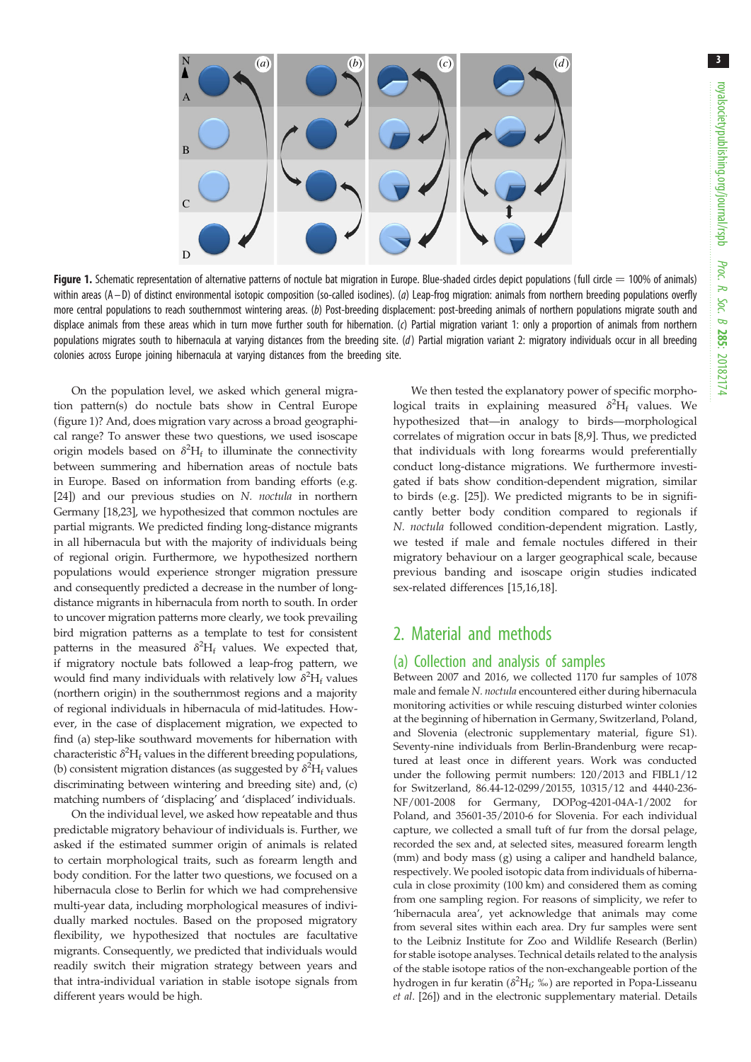**Figure 1.** Schematic representation of alternative patterns of noctule bat migration in Europe. Blue-shaded circles depict populations (full circle = 100% of animals) within areas (A–D) of distinct environmental isotopic composition (so-called isoclines). (*a*) Leap-frog migration: animals from northern breeding populations overfly more central populations to reach southernmost wintering areas. (*b*) Post-breeding displacement: post-breeding animals of northern populations migrate south and displace animals from these areas which in turn move further south for hibernation. (*c*) Partial migration variant 1: only a proportion of animals from northern populations migrates south to hibernacula at varying distances from the breeding site. (*d*) Partial migration variant 2: migratory individuals occur in all breeding colonies across Europe joining hibernacula at varying distances from the breeding site.

On the population level, we asked which general migration pattern(s) do noctule bats show in Central Europe (figure 1)? And, does migration vary across a broad geographical range? To answer these two questions, we used isoscape origin models based on $\delta^2H_f$ to illuminate the connectivity between summering and hibernation areas of noctule bats in Europe. Based on information from banding efforts (e.g. [24]) and our previous studies on *N. noctula* in northern Germany [18,23], we hypothesized that common noctules are partial migrants. We predicted finding long-distance migrants in all hibernacula but with the majority of individuals being of regional origin. Furthermore, we hypothesized northern populations would experience stronger migration pressure and consequently predicted a decrease in the number of long-distance migrants in hibernacula from north to south. In order to uncover migration patterns more clearly, we took prevailing bird migration patterns as a template to test for consistent patterns in the measured $\delta^2H_f$ values. We expected that, if migratory noctule bats followed a leap-frog pattern, we would find many individuals with relatively low $\delta^2H_f$ values (northern origin) in the southernmost regions and a majority of regional individuals in hibernacula of mid-latitudes. However, in the case of displacement migration, we expected to find (a) step-like southward movements for hibernation with characteristic $\delta^2H_f$ values in the different breeding populations, (b) consistent migration distances (as suggested by $\delta^2H_f$ values discriminating between wintering and breeding site) and, (c) matching numbers of 'displacing' and 'displaced' individuals.

On the individual level, we asked how repeatable and thus predictable migratory behaviour of individuals is. Further, we asked if the estimated summer origin of animals is related to certain morphological traits, such as forearm length and body condition. For the latter two questions, we focused on a hibernacula close to Berlin for which we had comprehensive multi-year data, including morphological measures of individually marked noctules. Based on the proposed migratory flexibility, we hypothesized that noctules are facultative migrants. Consequently, we predicted that individuals would readily switch their migration strategy between years and that intra-individual variation in stable isotope signals from different years would be high.

We then tested the explanatory power of specific morphological traits in explaining measured $\delta^2H_f$ values. We hypothesized that—in analogy to birds—morphological correlates of migration occur in bats [8,9]. Thus, we predicted that individuals with long forearms would preferentially conduct long-distance migrations. We furthermore investigated if bats show condition-dependent migration, similar to birds (e.g. [25]). We predicted migrants to be in significantly better body condition compared to regionals if *N. noctula* followed condition-dependent migration. Lastly, we tested if male and female noctules differed in their migratory behaviour on a larger geographical scale, because previous banding and isoscape origin studies indicated sex-related differences [15,16,18].

## 2. Material and methods

### (a) Collection and analysis of samples

Between 2007 and 2016, we collected 1170 fur samples of 1078 male and female *N. noctula* encountered either during hibernacula monitoring activities or while rescuing disturbed winter colonies at the beginning of hibernation in Germany, Switzerland, Poland, and Slovenia (electronic supplementary material, figure S1). Seventy-nine individuals from Berlin-Brandenburg were recaptured at least once in different years. Work was conducted under the following permit numbers: 120/2013 and FIBL1/12 for Switzerland, 86.44-12-0299/20155, 10315/12 and 4440-236-NF/001-2008 for Germany, DOPog-4201-04A-1/2002 for Poland, and 35601-35/2010-6 for Slovenia. For each individual capture, we collected a small tuft of fur from the dorsal pelage, recorded the sex and, at selected sites, measured forearm length (mm) and body mass (g) using a caliper and handheld balance, respectively. We pooled isotopic data from individuals of hibernacula in close proximity (100 km) and considered them as coming from one sampling region. For reasons of simplicity, we refer to 'hibernacula area', yet acknowledge that animals may come from several sites within each area. Dry fur samples were sent to the Leibniz Institute for Zoo and Wildlife Research (Berlin) for stable isotope analyses. Technical details related to the analysis of the stable isotope ratios of the non-exchangeable portion of the hydrogen in fur keratin ($\delta^2H_f$; ‰) are reported in Popa-Lisseanu *et al*. [26]) and in the electronic supplementary material. Details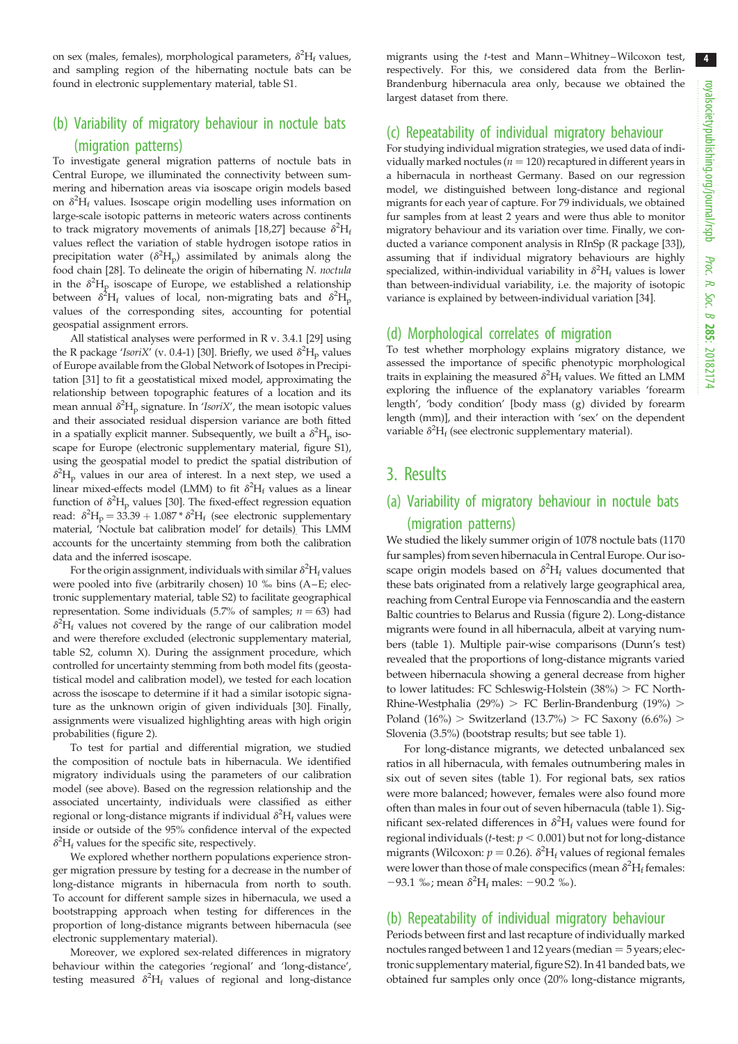on sex (males, females), morphological parameters, $\delta^2H_f$ values, and sampling region of the hibernating noctule bats can be found in electronic supplementary material, table S1.

### (b) Variability of migratory behaviour in noctule bats (migration patterns)

To investigate general migration patterns of noctule bats in Central Europe, we illuminated the connectivity between summering and hibernation areas via isoscape origin models based on $\delta^2H_f$ values. Isoscape origin modelling uses information on large-scale isotopic patterns in meteoric waters across continents to track migratory movements of animals [18,27] because $\delta^2H_f$ values reflect the variation of stable hydrogen isotope ratios in precipitation water ($\delta^2H_p$) assimilated by animals along the food chain [28]. To delineate the origin of hibernating *N. noctula* in the $\delta^2H_p$ isoscape of Europe, we established a relationship between $\delta^2H_f$ values of local, non-migrating bats and $\delta^2H_p$ values of the corresponding sites, accounting for potential geospatial assignment errors.

All statistical analyses were performed in R v. 3.4.1 [29] using the R package '*IsoriX*' (v. 0.4-1) [30]. Briefly, we used $\delta^2H_p$ values of Europe available from the Global Network of Isotopes in Precipitation [31] to fit a geostatistical mixed model, approximating the relationship between topographic features of a location and its mean annual $\delta^2H_p$ signature. In '*IsoriX*', the mean isotopic values and their associated residual dispersion variance are both fitted in a spatially explicit manner. Subsequently, we built a $\delta^2H_p$ isoscape for Europe (electronic supplementary material, figure S1), using the geospatial model to predict the spatial distribution of $\delta^2H_p$ values in our area of interest. In a next step, we used a linear mixed-effects model (LMM) to fit $\delta^2H_f$ values as a linear function of $\delta^2H_p$ values [30]. The fixed-effect regression equation read: $\delta^2H_p = 33.39 + 1.087 * \delta^2H_f$ (see electronic supplementary material, 'Noctule bat calibration model' for details). This LMM accounts for the uncertainty stemming from both the calibration data and the inferred isoscape.

For the origin assignment, individuals with similar $\delta^2H_f$ values were pooled into five (arbitrarily chosen) 10 ‰ bins (A–E; electronic supplementary material, table S2) to facilitate geographical representation. Some individuals (5.7% of samples; $n = 63$) had $\delta^2H_f$ values not covered by the range of our calibration model and were therefore excluded (electronic supplementary material, table S2, column X). During the assignment procedure, which controlled for uncertainty stemming from both model fits (geostatistical model and calibration model), we tested for each location across the isoscape to determine if it had a similar isotopic signature as the unknown origin of given individuals [30]. Finally, assignments were visualized highlighting areas with high origin probabilities (figure 2).

To test for partial and differential migration, we studied the composition of noctule bats in hibernacula. We identified migratory individuals using the parameters of our calibration model (see above). Based on the regression relationship and the associated uncertainty, individuals were classified as either regional or long-distance migrants if individual $\delta^2H_f$ values were inside or outside of the 95% confidence interval of the expected $\delta^2H_f$ values for the specific site, respectively.

We explored whether northern populations experience stronger migration pressure by testing for a decrease in the number of long-distance migrants in hibernacula from north to south. To account for different sample sizes in hibernacula, we used a bootstrapping approach when testing for differences in the proportion of long-distance migrants between hibernacula (see electronic supplementary material).

Moreover, we explored sex-related differences in migratory behaviour within the categories 'regional' and 'long-distance', testing measured $\delta^2H_f$ values of regional and long-distance migrants using the *t*-test and Mann–Whitney–Wilcoxon test, respectively. For this, we considered data from the Berlin-Brandenburg hibernacula area only, because we obtained the largest dataset from there.

### (c) Repeatability of individual migratory behaviour

For studying individual migration strategies, we used data of individually marked noctules ($n = 120$) recaptured in different years in a hibernacula in northeast Germany. Based on our regression model, we distinguished between long-distance and regional migrants for each year of capture. For 79 individuals, we obtained fur samples from at least 2 years and were thus able to monitor migratory behaviour and its variation over time. Finally, we conducted a variance component analysis in RInSp (R package [33]), assuming that if individual migratory behaviours are highly specialized, within-individual variability in $\delta^2H_f$ values is lower than between-individual variability, i.e. the majority of isotopic variance is explained by between-individual variation [34].

### (d) Morphological correlates of migration

To test whether morphology explains migratory distance, we assessed the importance of specific phenotypic morphological traits in explaining the measured $\delta^2H_f$ values. We fitted an LMM exploring the influence of the explanatory variables 'forearm length', 'body condition' [body mass (g) divided by forearm length (mm)], and their interaction with 'sex' on the dependent variable $\delta^2H_f$ (see electronic supplementary material).

## 3. Results

### (a) Variability of migratory behaviour in noctule bats (migration patterns)

We studied the likely summer origin of 1078 noctule bats (1170 fur samples) from seven hibernacula in Central Europe. Our isoscape origin models based on $\delta^2H_f$ values documented that these bats originated from a relatively large geographical area, reaching from Central Europe via Fennoscandia and the eastern Baltic countries to Belarus and Russia (figure 2). Long-distance migrants were found in all hibernacula, albeit at varying numbers (table 1). Multiple pair-wise comparisons (Dunn's test) revealed that the proportions of long-distance migrants varied between hibernacula showing a general decrease from higher to lower latitudes: FC Schleswig-Holstein (38%) > FC North-Rhine-Westphalia (29%) > FC Berlin-Brandenburg (19%) > Poland (16%) > Switzerland (13.7%) > FC Saxony (6.6%) > Slovenia (3.5%) (bootstrap results; but see table 1).

For long-distance migrants, we detected unbalanced sex ratios in all hibernacula, with females outnumbering males in six out of seven sites (table 1). For regional bats, sex ratios were more balanced; however, females were also found more often than males in four out of seven hibernacula (table 1). Significant sex-related differences in $\delta^2H_f$ values were found for regional individuals (*t*-test: $p < 0.001$) but not for long-distance migrants (Wilcoxon: $p = 0.26$). $\delta^2H_f$ values of regional females were lower than those of male conspecifics (mean $\delta^2H_f$ females: −93.1 ‰; mean $\delta^2H_f$ males: −90.2 ‰).

### (b) Repeatability of individual migratory behaviour

Periods between first and last recapture of individually marked noctules ranged between 1 and 12 years (median = 5 years; electronic supplementary material, figure S2). In 41 banded bats, we obtained fur samples only once (20% long-distance migrants,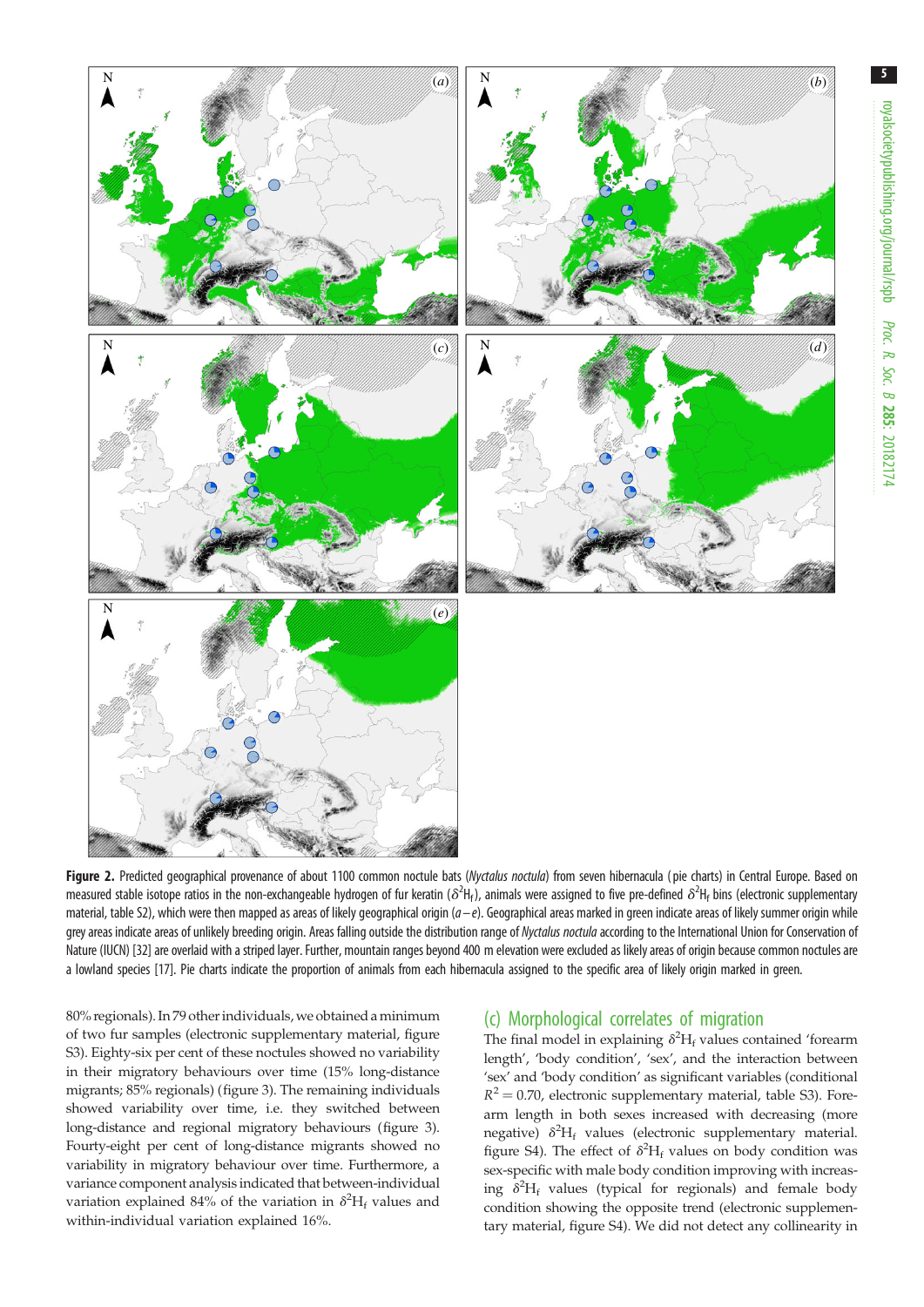**Figure 2.** Predicted geographical provenance of about 1100 common noctule bats (*Nyctalus noctula*) from seven hibernacula (pie charts) in Central Europe. Based on measured stable isotope ratios in the non-exchangeable hydrogen of fur keratin ($\delta^2H_f$), animals were assigned to five pre-defined $\delta^2H_f$ bins (electronic supplementary material, table S2), which were then mapped as areas of likely geographical origin (*a*–*e*). Geographical areas marked in green indicate areas of likely summer origin while grey areas indicate areas of unlikely breeding origin. Areas falling outside the distribution range of *Nyctalus noctula* according to the International Union for Conservation of Nature (IUCN) [32] are overlaid with a striped layer. Further, mountain ranges beyond 400 m elevation were excluded as likely areas of origin because common noctules are a lowland species [17]. Pie charts indicate the proportion of animals from each hibernacula assigned to the specific area of likely origin marked in green.

80% regionals). In 79 other individuals, we obtained a minimum of two fur samples (electronic supplementary material, figure S3). Eighty-six per cent of these noctules showed no variability in their migratory behaviours over time (15% long-distance migrants; 85% regionals) (figure 3). The remaining individuals showed variability over time, i.e. they switched between long-distance and regional migratory behaviours (figure 3). Fourty-eight per cent of long-distance migrants showed no variability in migratory behaviour over time. Furthermore, a variance component analysis indicated that between-individual variation explained 84% of the variation in $\delta^2H_f$ values and within-individual variation explained 16%.

## (c) Morphological correlates of migration

The final model in explaining $\delta^2H_f$ values contained 'forearm length', 'body condition', 'sex', and the interaction between 'sex' and 'body condition' as significant variables (conditional $R^2 = 0.70$, electronic supplementary material, table S3). Forearm length in both sexes increased with decreasing (more negative) $\delta^2H_f$ values (electronic supplementary material. figure S4). The effect of $\delta^2H_f$ values on body condition was sex-specific with male body condition improving with increasing $\delta^2H_f$ values (typical for regionals) and female body condition showing the opposite trend (electronic supplementary material, figure S4). We did not detect any collinearity in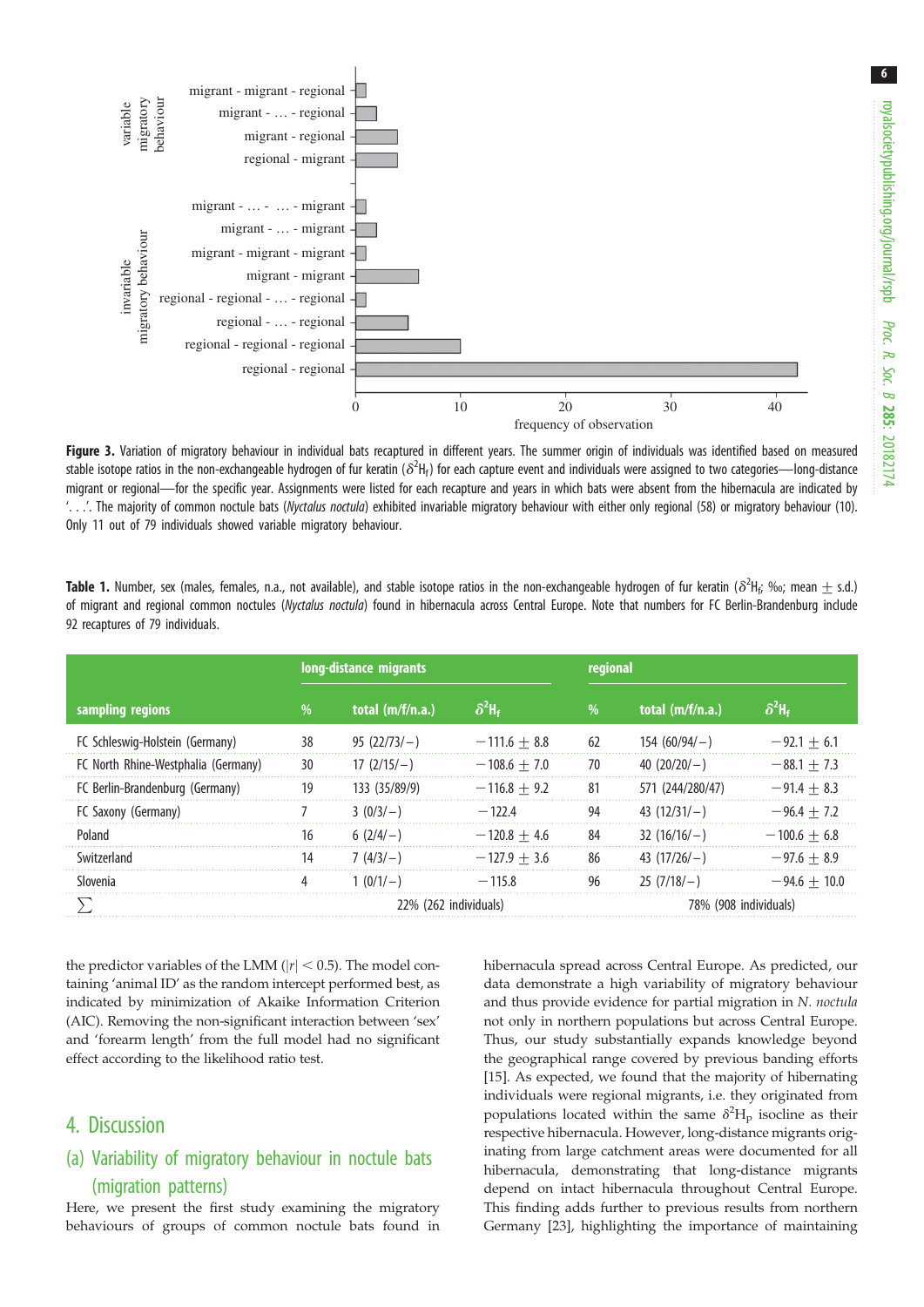**Figure 3.** Variation of migratory behaviour in individual bats recaptured in different years. The summer origin of individuals was identified based on measured stable isotope ratios in the non-exchangeable hydrogen of fur keratin ($\delta^2H_f$) for each capture event and individuals were assigned to two categories—long-distance migrant or regional—for the specific year. Assignments were listed for each recapture and years in which bats were absent from the hibernacula are indicated by '. . .'. The majority of common noctule bats (*Nyctalus noctula*) exhibited invariable migratory behaviour with either only regional (58) or migratory behaviour (10). Only 11 out of 79 individuals showed variable migratory behaviour.

**Table 1.** Number, sex (males, females, n.a., not available), and stable isotope ratios in the non-exchangeable hydrogen of fur keratin ($\delta^2H_f$; ‰; mean ± s.d.) of migrant and regional common noctules (*Nyctalus noctula*) found in hibernacula across Central Europe. Note that numbers for FC Berlin-Brandenburg include 92 recaptures of 79 individuals.

| | long-distance migrants | | | regional | | |
|---|---|---|---|---|---|---|
| sampling regions | % | total (m/f/n.a.) | $\delta^2H_f$ | % | total (m/f/n.a.) | $\delta^2H_f$ |
| FC Schleswig-Holstein (Germany) | 38 | 95 (22/73/−) | −111.6 ± 8.8 | 62 | 154 (60/94/−) | −92.1 ± 6.1 |
| FC North Rhine-Westphalia (Germany) | 30 | 17 (2/15/−) | −108.6 ± 7.0 | 70 | 40 (20/20/−) | −88.1 ± 7.3 |
| FC Berlin-Brandenburg (Germany) | 19 | 133 (35/89/9) | −116.8 ± 9.2 | 81 | 571 (244/280/47) | −91.4 ± 8.3 |
| FC Saxony (Germany) | 7 | 3 (0/3/−) | −122.4 | 94 | 43 (12/31/−) | −96.4 ± 7.2 |
| Poland | 16 | 6 (2/4/−) | −120.8 ± 4.6 | 84 | 32 (16/16/−) | −100.6 ± 6.8 |
| Switzerland | 14 | 7 (4/3/−) | −127.9 ± 3.6 | 86 | 43 (17/26/−) | −97.6 ± 8.9 |
| Slovenia | 4 | 1 (0/1/−) | −115.8 | 96 | 25 (7/18/−) | −94.6 ± 10.0 |
| ∑ | | 22% (262 individuals) | | | 78% (908 individuals) | |

the predictor variables of the LMM ($|r| < 0.5$). The model containing 'animal ID' as the random intercept performed best, as indicated by minimization of Akaike Information Criterion (AIC). Removing the non-significant interaction between 'sex' and 'forearm length' from the full model had no significant effect according to the likelihood ratio test.

## 4. Discussion

### (a) Variability of migratory behaviour in noctule bats (migration patterns)

Here, we present the first study examining the migratory behaviours of groups of common noctule bats found in hibernacula spread across Central Europe. As predicted, our data demonstrate a high variability of migratory behaviour and thus provide evidence for partial migration in *N. noctula* not only in northern populations but across Central Europe. Thus, our study substantially expands knowledge beyond the geographical range covered by previous banding efforts [15]. As expected, we found that the majority of hibernating individuals were regional migrants, i.e. they originated from populations located within the same $\delta^2H_p$ isocline as their respective hibernacula. However, long-distance migrants originating from large catchment areas were documented for all hibernacula, demonstrating that long-distance migrants depend on intact hibernacula throughout Central Europe. This finding adds further to previous results from northern Germany [23], highlighting the importance of maintaining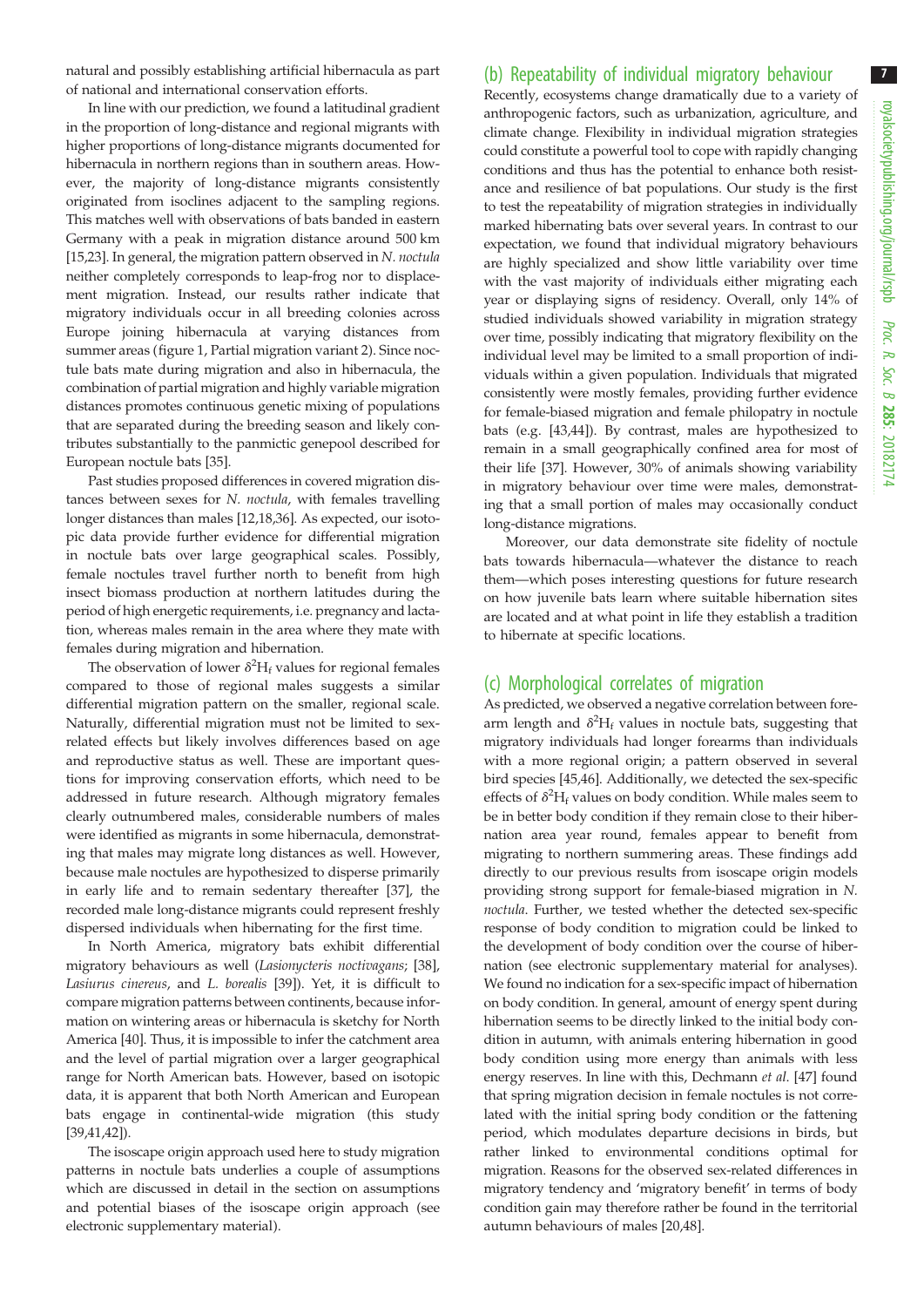natural and possibly establishing artificial hibernacula as part of national and international conservation efforts.

In line with our prediction, we found a latitudinal gradient in the proportion of long-distance and regional migrants with higher proportions of long-distance migrants documented for hibernacula in northern regions than in southern areas. However, the majority of long-distance migrants consistently originated from isoclines adjacent to the sampling regions. This matches well with observations of bats banded in eastern Germany with a peak in migration distance around 500 km [15,23]. In general, the migration pattern observed in *N. noctula* neither completely corresponds to leap-frog nor to displacement migration. Instead, our results rather indicate that migratory individuals occur in all breeding colonies across Europe joining hibernacula at varying distances from summer areas (figure 1, Partial migration variant 2). Since noctule bats mate during migration and also in hibernacula, the combination of partial migration and highly variable migration distances promotes continuous genetic mixing of populations that are separated during the breeding season and likely contributes substantially to the panmictic genepool described for European noctule bats [35].

Past studies proposed differences in covered migration distances between sexes for *N. noctula*, with females travelling longer distances than males [12,18,36]. As expected, our isotopic data provide further evidence for differential migration in noctule bats over large geographical scales. Possibly, female noctules travel further north to benefit from high insect biomass production at northern latitudes during the period of high energetic requirements, i.e. pregnancy and lactation, whereas males remain in the area where they mate with females during migration and hibernation.

The observation of lower $\delta^2H_f$ values for regional females compared to those of regional males suggests a similar differential migration pattern on the smaller, regional scale. Naturally, differential migration must not be limited to sex-related effects but likely involves differences based on age and reproductive status as well. These are important questions for improving conservation efforts, which need to be addressed in future research. Although migratory females clearly outnumbered males, considerable numbers of males were identified as migrants in some hibernacula, demonstrating that males may migrate long distances as well. However, because male noctules are hypothesized to disperse primarily in early life and to remain sedentary thereafter [37], the recorded male long-distance migrants could represent freshly dispersed individuals when hibernating for the first time.

In North America, migratory bats exhibit differential migratory behaviours as well (*Lasionycteris noctivagans*; [38], *Lasiurus cinereus*, and *L. borealis* [39]). Yet, it is difficult to compare migration patterns between continents, because information on wintering areas or hibernacula is sketchy for North America [40]. Thus, it is impossible to infer the catchment area and the level of partial migration over a larger geographical range for North American bats. However, based on isotopic data, it is apparent that both North American and European bats engage in continental-wide migration (this study [39,41,42]).

The isoscape origin approach used here to study migration patterns in noctule bats underlies a couple of assumptions which are discussed in detail in the section on assumptions and potential biases of the isoscape origin approach (see electronic supplementary material).

## (b) Repeatability of individual migratory behaviour

Recently, ecosystems change dramatically due to a variety of anthropogenic factors, such as urbanization, agriculture, and climate change. Flexibility in individual migration strategies could constitute a powerful tool to cope with rapidly changing conditions and thus has the potential to enhance both resistance and resilience of bat populations. Our study is the first to test the repeatability of migration strategies in individually marked hibernating bats over several years. In contrast to our expectation, we found that individual migratory behaviours are highly specialized and show little variability over time with the vast majority of individuals either migrating each year or displaying signs of residency. Overall, only 14% of studied individuals showed variability in migration strategy over time, possibly indicating that migratory flexibility on the individual level may be limited to a small proportion of individuals within a given population. Individuals that migrated consistently were mostly females, providing further evidence for female-biased migration and female philopatry in noctule bats (e.g. [43,44]). By contrast, males are hypothesized to remain in a small geographically confined area for most of their life [37]. However, 30% of animals showing variability in migratory behaviour over time were males, demonstrating that a small portion of males may occasionally conduct long-distance migrations.

Moreover, our data demonstrate site fidelity of noctule bats towards hibernacula—whatever the distance to reach them—which poses interesting questions for future research on how juvenile bats learn where suitable hibernation sites are located and at what point in life they establish a tradition to hibernate at specific locations.

## (c) Morphological correlates of migration

As predicted, we observed a negative correlation between forearm length and $\delta^2H_f$ values in noctule bats, suggesting that migratory individuals had longer forearms than individuals with a more regional origin; a pattern observed in several bird species [45,46]. Additionally, we detected the sex-specific effects of $\delta^2H_f$ values on body condition. While males seem to be in better body condition if they remain close to their hibernation area year round, females appear to benefit from migrating to northern summering areas. These findings add directly to our previous results from isoscape origin models providing strong support for female-biased migration in *N. noctula*. Further, we tested whether the detected sex-specific response of body condition to migration could be linked to the development of body condition over the course of hibernation (see electronic supplementary material for analyses). We found no indication for a sex-specific impact of hibernation on body condition. In general, amount of energy spent during hibernation seems to be directly linked to the initial body condition in autumn, with animals entering hibernation in good body condition using more energy than animals with less energy reserves. In line with this, Dechmann *et al.* [47] found that spring migration decision in female noctules is not correlated with the initial spring body condition or the fattening period, which modulates departure decisions in birds, but rather linked to environmental conditions optimal for migration. Reasons for the observed sex-related differences in migratory tendency and 'migratory benefit' in terms of body condition gain may therefore rather be found in the territorial autumn behaviours of males [20,48].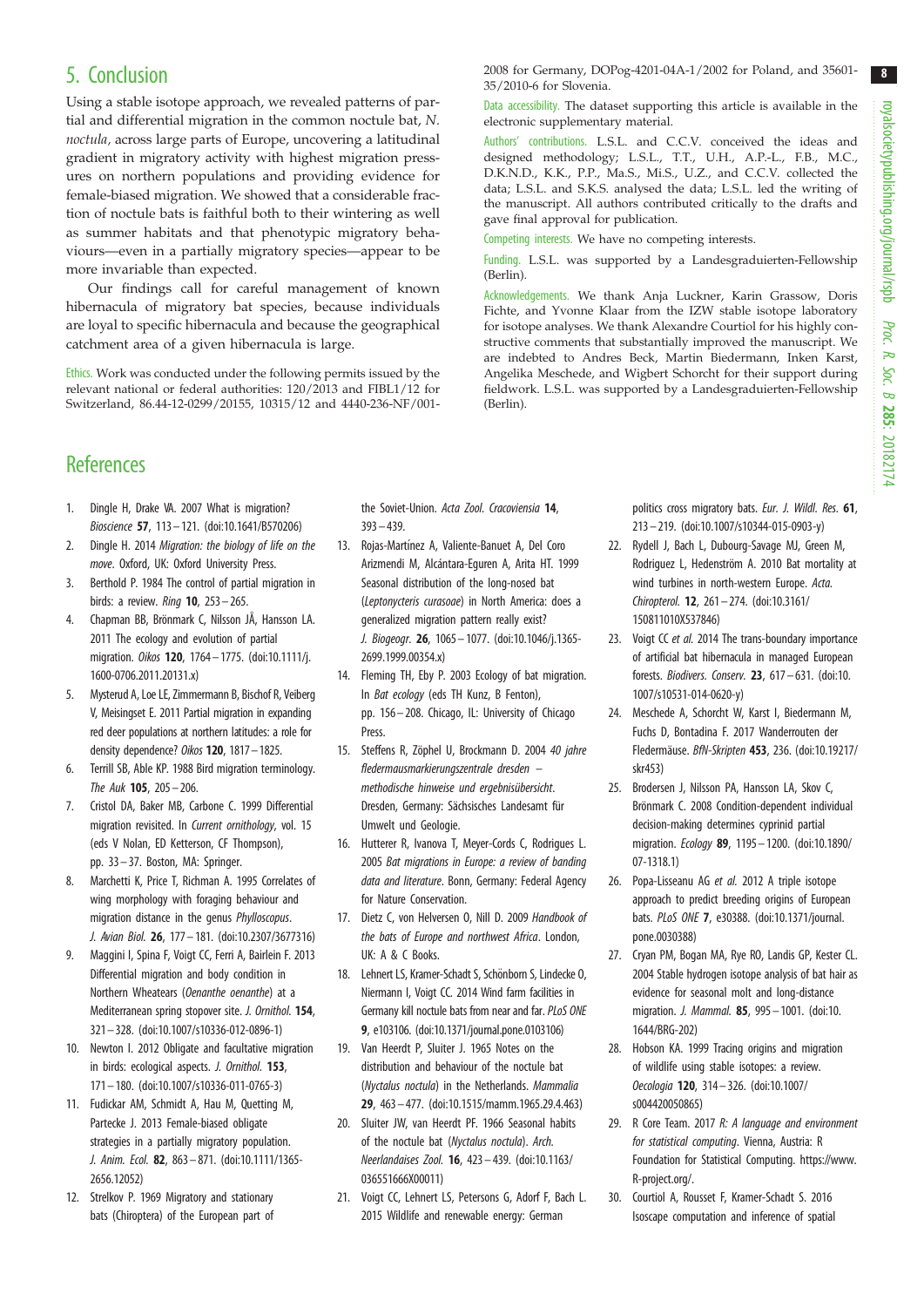## 5. Conclusion

Using a stable isotope approach, we revealed patterns of partial and differential migration in the common noctule bat, *N. noctula*, across large parts of Europe, uncovering a latitudinal gradient in migratory activity with highest migration pressures on northern populations and providing evidence for female-biased migration. We showed that a considerable fraction of noctule bats is faithful both to their wintering as well as summer habitats and that phenotypic migratory behaviours—even in a partially migratory species—appear to be more invariable than expected.

Our findings call for careful management of known hibernacula of migratory bat species, because individuals are loyal to specific hibernacula and because the geographical catchment area of a given hibernacula is large.

Ethics. Work was conducted under the following permits issued by the relevant national or federal authorities: 120/2013 and FIBL1/12 for Switzerland, 86.44-12-0299/20155, 10315/12 and 4440-236-NF/001-2008 for Germany, DOPog-4201-04A-1/2002 for Poland, and 35601-35/2010-6 for Slovenia.

Data accessibility. The dataset supporting this article is available in the electronic supplementary material.

Authors' contributions. L.S.L. and C.C.V. conceived the ideas and designed methodology; L.S.L., T.T., U.H., A.P.-L., F.B., M.C., D.K.N.D., K.K., P.P., Ma.S., Mi.S., U.Z., and C.C.V. collected the data; L.S.L. and S.K.S. analysed the data; L.S.L. led the writing of the manuscript. All authors contributed critically to the drafts and gave final approval for publication.

Competing interests. We have no competing interests.

Funding. L.S.L. was supported by a Landesgraduierten-Fellowship (Berlin).

Acknowledgements. We thank Anja Luckner, Karin Grassow, Doris Fichte, and Yvonne Klaar from the IZW stable isotope laboratory for isotope analyses. We thank Alexandre Courtiol for his highly constructive comments that substantially improved the manuscript. We are indebted to Andres Beck, Martin Biedermann, Inken Karst, Angelika Meschede, and Wigbert Schorcht for their support during fieldwork. L.S.L. was supported by a Landesgraduierten-Fellowship (Berlin).

## References

1. Dingle H, Drake VA. 2007 What is migration? *Bioscience* **57**, 113–121. (doi:10.1641/B570206)
2. Dingle H. 2014 *Migration: the biology of life on the move*. Oxford, UK: Oxford University Press.
3. Berthold P. 1984 The control of partial migration in birds: a review. *Ring* **10**, 253–265.
4. Chapman BB, Brönmark C, Nilsson JÅ, Hansson LA. 2011 The ecology and evolution of partial migration. *Oikos* **120**, 1764–1775. (doi:10.1111/j.1600-0706.2011.20131.x)
5. Mysterud A, Loe LE, Zimmermann B, Bischof R, Veiberg V, Meisingset E. 2011 Partial migration in expanding red deer populations at northern latitudes: a role for density dependence? *Oikos* **120**, 1817–1825.
6. Terrill SB, Able KP. 1988 Bird migration terminology. *The Auk* **105**, 205–206.
7. Cristol DA, Baker MB, Carbone C. 1999 Differential migration revisited. In *Current ornithology*, vol. 15 (eds V Nolan, ED Ketterson, CF Thompson), pp. 33–37. Boston, MA: Springer.
8. Marchetti K, Price T, Richman A. 1995 Correlates of wing morphology with foraging behaviour and migration distance in the genus *Phylloscopus*. *J. Avian Biol.* **26**, 177–181. (doi:10.2307/3677316)
9. Maggini I, Spina F, Voigt CC, Ferri A, Bairlein F. 2013 Differential migration and body condition in Northern Wheatears (*Oenanthe oenanthe*) at a Mediterranean spring stopover site. *J. Ornithol.* **154**, 321–328. (doi:10.1007/s10336-012-0896-1)
10. Newton I. 2012 Obligate and facultative migration in birds: ecological aspects. *J. Ornithol.* **153**, 171–180. (doi:10.1007/s10336-011-0765-3)
11. Fudickar AM, Schmidt A, Hau M, Quetting M, Partecke J. 2013 Female-biased obligate strategies in a partially migratory population. *J. Anim. Ecol.* **82**, 863–871. (doi:10.1111/1365-2656.12052)
12. Strelkov P. 1969 Migratory and stationary bats (Chiroptera) of the European part of the Soviet-Union. *Acta Zool. Cracoviensia* **14**, 393–439.
13. Rojas-Martínez A, Valiente-Banuet A, Del Coro Arizmendi M, Alcántara-Eguren A, Arita HT. 1999 Seasonal distribution of the long-nosed bat (*Leptonycteris curasoae*) in North America: does a generalized migration pattern really exist? *J. Biogeogr.* **26**, 1065–1077. (doi:10.1046/j.1365-2699.1999.00354.x)
14. Fleming TH, Eby P. 2003 Ecology of bat migration. In *Bat ecology* (eds TH Kunz, B Fenton), pp. 156–208. Chicago, IL: University of Chicago Press.
15. Steffens R, Zöphel U, Brockmann D. 2004 *40 jahre fledermausmarkierungszentrale dresden – methodische hinweise und ergebnisübersicht*. Dresden, Germany: Sächsisches Landesamt für Umwelt und Geologie.
16. Hutterer R, Ivanova T, Meyer-Cords C, Rodrigues L. 2005 *Bat migrations in Europe: a review of banding data and literature*. Bonn, Germany: Federal Agency for Nature Conservation.
17. Dietz C, von Helversen O, Nill D. 2009 *Handbook of the bats of Europe and northwest Africa*. London, UK: A & C Books.
18. Lehnert LS, Kramer-Schadt S, Schönborn S, Lindecke O, Niermann I, Voigt CC. 2014 Wind farm facilities in Germany kill noctule bats from near and far. *PLoS ONE* **9**, e103106. (doi:10.1371/journal.pone.0103106)
19. Van Heerdt P, Sluiter J. 1965 Notes on the distribution and behaviour of the noctule bat (*Nyctalus noctula*) in the Netherlands. *Mammalia* **29**, 463–477. (doi:10.1515/mamm.1965.29.4.463)
20. Sluiter JW, van Heerdt PF. 1966 Seasonal habits of the noctule bat (*Nyctalus noctula*). *Arch. Neerlandaises Zool.* **16**, 423–439. (doi:10.1163/036551666X00011)
21. Voigt CC, Lehnert LS, Petersons G, Adorf F, Bach L. 2015 Wildlife and renewable energy: German politics cross migratory bats. *Eur. J. Wildl. Res.* **61**, 213–219. (doi:10.1007/s10344-015-0903-y)
22. Rydell J, Bach L, Dubourg-Savage MJ, Green M, Rodriguez L, Hedenström A. 2010 Bat mortality at wind turbines in north-western Europe. *Acta. Chiropterol.* **12**, 261–274. (doi:10.3161/150811010X537846)
23. Voigt CC *et al.* 2014 The trans-boundary importance of artificial bat hibernacula in managed European forests. *Biodivers. Conserv.* **23**, 617–631. (doi:10.1007/s10531-014-0620-y)
24. Meschede A, Schorcht W, Karst I, Biedermann M, Fuchs D, Bontadina F. 2017 Wanderrouten der Fledermäuse. *BfN-Skripten* **453**, 236. (doi:10.19217/skr453)
25. Brodersen J, Nilsson PA, Hansson LA, Skov C, Brönmark C. 2008 Condition-dependent individual decision-making determines cyprinid partial migration. *Ecology* **89**, 1195–1200. (doi:10.1890/07-1318.1)
26. Popa-Lisseanu AG *et al.* 2012 A triple isotope approach to predict breeding origins of European bats. *PLoS ONE* **7**, e30388. (doi:10.1371/journal.pone.0030388)
27. Cryan PM, Bogan MA, Rye RO, Landis GP, Kester CL. 2004 Stable hydrogen isotope analysis of bat hair as evidence for seasonal molt and long-distance migration. *J. Mammal.* **85**, 995–1001. (doi:10.1644/BRG-202)
28. Hobson KA. 1999 Tracing origins and migration of wildlife using stable isotopes: a review. *Oecologia* **120**, 314–326. (doi:10.1007/s004420050865)
29. R Core Team. 2017 *R: A language and environment for statistical computing*. Vienna, Austria: R Foundation for Statistical Computing. https://www.R-project.org/.
30. Courtiol A, Rousset F, Kramer-Schadt S. 2016 Isoscape computation and inference of spatial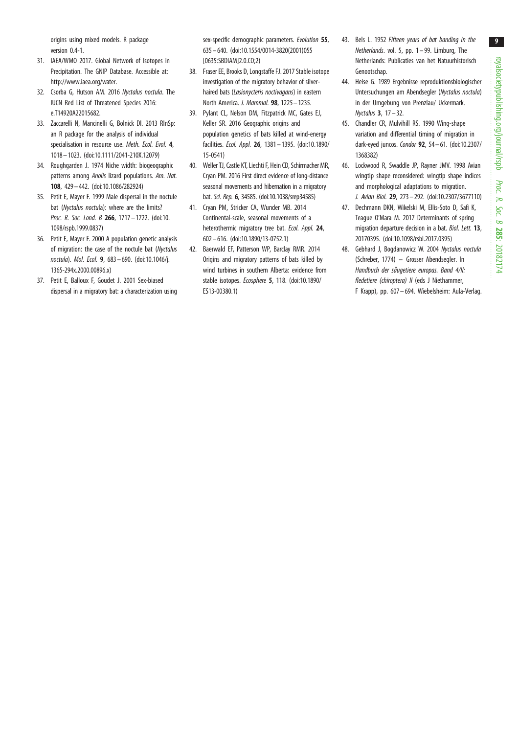origins using mixed models. R package version 0.4-1.

31. IAEA/WMO 2017. Global Network of Isotopes in Precipitation. The GNIP Database. Accessible at: http://www.iaea.org/water.
32. Csorba G, Hutson AM. 2016 *Nyctalus noctula*. The IUCN Red List of Threatened Species 2016: e.T14920A22015682.
33. Zaccarelli N, Mancinelli G, Bolnick DI. 2013 RInSp: an R package for the analysis of individual specialisation in resource use. *Meth. Ecol. Evol.* **4**, 1018–1023. (doi:10.1111/2041-210X.12079)
34. Roughgarden J. 1974 Niche width: biogeographic patterns among *Anolis* lizard populations. *Am. Nat.* **108**, 429–442. (doi:10.1086/282924)
35. Petit E, Mayer F. 1999 Male dispersal in the noctule bat (*Nyctalus noctula*): where are the limits? *Proc. R. Soc. Lond. B* **266**, 1717–1722. (doi:10.1098/rspb.1999.0837)
36. Petit E, Mayer F. 2000 A population genetic analysis of migration: the case of the noctule bat (*Nyctalus noctula*). *Mol. Ecol.* **9**, 683–690. (doi:10.1046/j.1365-294x.2000.00896.x)
37. Petit E, Balloux F, Goudet J. 2001 Sex-biased dispersal in a migratory bat: a characterization using sex-specific demographic parameters. *Evolution* **55**, 635–640. (doi:10.1554/0014-3820(2001)055[0635:SBDIAM]2.0.CO;2)
38. Fraser EE, Brooks D, Longstaffe FJ. 2017 Stable isotope investigation of the migratory behavior of silver-haired bats (*Lasionycteris noctivagans*) in eastern North America. *J. Mammal.* **98**, 1225–1235.
39. Pylant CL, Nelson DM, Fitzpatrick MC, Gates EJ, Keller SR. 2016 Geographic origins and population genetics of bats killed at wind-energy facilities. *Ecol. Appl.* **26**, 1381–1395. (doi:10.1890/15-0541)
40. Weller TJ, Castle KT, Liechti F, Hein CD, Schirmacher MR, Cryan PM. 2016 First direct evidence of long-distance seasonal movements and hibernation in a migratory bat. *Sci. Rep.* **6**, 34585. (doi:10.1038/srep34585)
41. Cryan PM, Stricker CA, Wunder MB. 2014 Continental-scale, seasonal movements of a heterothermic migratory tree bat. *Ecol. Appl.* **24**, 602–616. (doi:10.1890/13-0752.1)
42. Baerwald EF, Patterson WP, Barclay RMR. 2014 Origins and migratory patterns of bats killed by wind turbines in southern Alberta: evidence from stable isotopes. *Ecosphere* **5**, 118. (doi:10.1890/ES13-00380.1)
43. Bels L. 1952 *Fifteen years of bat banding in the Netherlands*. vol. 5, pp. 1–99. Limburg, The Netherlands: Publicaties van het Natuurhistorisch Genootschap.
44. Heise G. 1989 Ergebnisse reproduktionsbiologischer Untersuchungen am Abendsegler (*Nyctalus noctula*) in der Umgebung von Prenzlau/ Uckermark. *Nyctalus* **3**, 17–32.
45. Chandler CR, Mulvihill RS. 1990 Wing-shape variation and differential timing of migration in dark-eyed juncos. *Condor* **92**, 54–61. (doi:10.2307/1368382)
46. Lockwood R, Swaddle JP, Rayner JMV. 1998 Avian wingtip shape reconsidered: wingtip shape indices and morphological adaptations to migration. *J. Avian Biol.* **29**, 273–292. (doi:10.2307/3677110)
47. Dechmann DKN, Wikelski M, Ellis-Soto D, Safi K, Teague O'Mara M. 2017 Determinants of spring migration departure decision in a bat. *Biol. Lett.* **13**, 20170395. (doi:10.1098/rsbl.2017.0395)
48. Gebhard J, Bogdanowicz W. 2004 *Nyctalus noctula* (Schreber, 1774) – Grosser Abendsegler. In *Handbuch der säugetiere europas. Band 4/II: fledetiere (chiroptera) II* (eds J Niethammer, F Krapp), pp. 607–694. Wiebelsheim: Aula-Verlag.